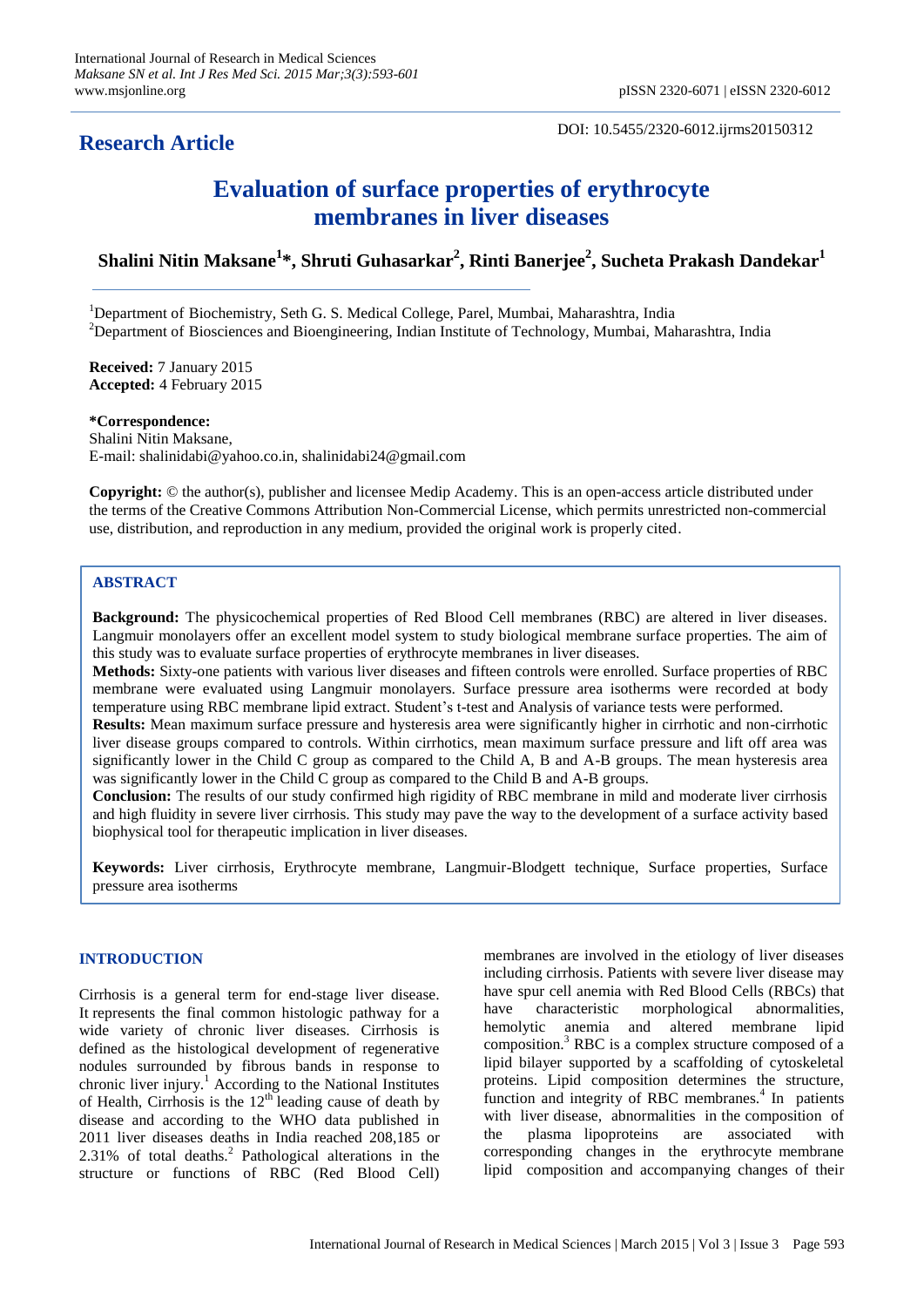**Research Article**

DOI: 10.5455/2320-6012.ijrms20150312

# Evaluation of surface properties of erythrocyte membranes in liver diseases

**Shalini Nitin Maksane[1]*, Shruti Guhasarkar[2], Rinti Banerjee[2], Sucheta Prakash Dandekar[1]**

[1]Department of Biochemistry, Seth G. S. Medical College, Parel, Mumbai, Maharashtra, India
[2]Department of Biosciences and Bioengineering, Indian Institute of Technology, Mumbai, Maharashtra, India

**Received:** 7 January 2015
**Accepted:** 4 February 2015

**\*Correspondence:**
Shalini Nitin Maksane,
E-mail: shalinidabi@yahoo.co.in, shalinidabi24@gmail.com

**Copyright:** © the author(s), publisher and licensee Medip Academy. This is an open-access article distributed under the terms of the Creative Commons Attribution Non-Commercial License, which permits unrestricted non-commercial use, distribution, and reproduction in any medium, provided the original work is properly cited.

## ABSTRACT

**Background:** The physicochemical properties of Red Blood Cell membranes (RBC) are altered in liver diseases. Langmuir monolayers offer an excellent model system to study biological membrane surface properties. The aim of this study was to evaluate surface properties of erythrocyte membranes in liver diseases.

**Methods:** Sixty-one patients with various liver diseases and fifteen controls were enrolled. Surface properties of RBC membrane were evaluated using Langmuir monolayers. Surface pressure area isotherms were recorded at body temperature using RBC membrane lipid extract. Student's t-test and Analysis of variance tests were performed.

**Results:** Mean maximum surface pressure and hysteresis area were significantly higher in cirrhotic and non-cirrhotic liver disease groups compared to controls. Within cirrhotics, mean maximum surface pressure and lift off area was significantly lower in the Child C group as compared to the Child A, B and A-B groups. The mean hysteresis area was significantly lower in the Child C group as compared to the Child B and A-B groups.

**Conclusion:** The results of our study confirmed high rigidity of RBC membrane in mild and moderate liver cirrhosis and high fluidity in severe liver cirrhosis. This study may pave the way to the development of a surface activity based biophysical tool for therapeutic implication in liver diseases.

**Keywords:** Liver cirrhosis, Erythrocyte membrane, Langmuir-Blodgett technique, Surface properties, Surface pressure area isotherms

## INTRODUCTION

Cirrhosis is a general term for end-stage liver disease. It represents the final common histologic pathway for a wide variety of chronic liver diseases. Cirrhosis is defined as the histological development of regenerative nodules surrounded by fibrous bands in response to chronic liver injury.[1] According to the National Institutes of Health, Cirrhosis is the 12$^{th}$ leading cause of death by disease and according to the WHO data published in 2011 liver diseases deaths in India reached 208,185 or 2.31% of total deaths.[2] Pathological alterations in the structure or functions of RBC (Red Blood Cell) membranes are involved in the etiology of liver diseases including cirrhosis. Patients with severe liver disease may have spur cell anemia with Red Blood Cells (RBCs) that have characteristic morphological abnormalities, hemolytic anemia and altered membrane lipid composition.[3] RBC is a complex structure composed of a lipid bilayer supported by a scaffolding of cytoskeletal proteins. Lipid composition determines the structure, function and integrity of RBC membranes.[4] In patients with liver disease, abnormalities in the composition of the plasma lipoproteins are associated with corresponding changes in the erythrocyte membrane lipid composition and accompanying changes of their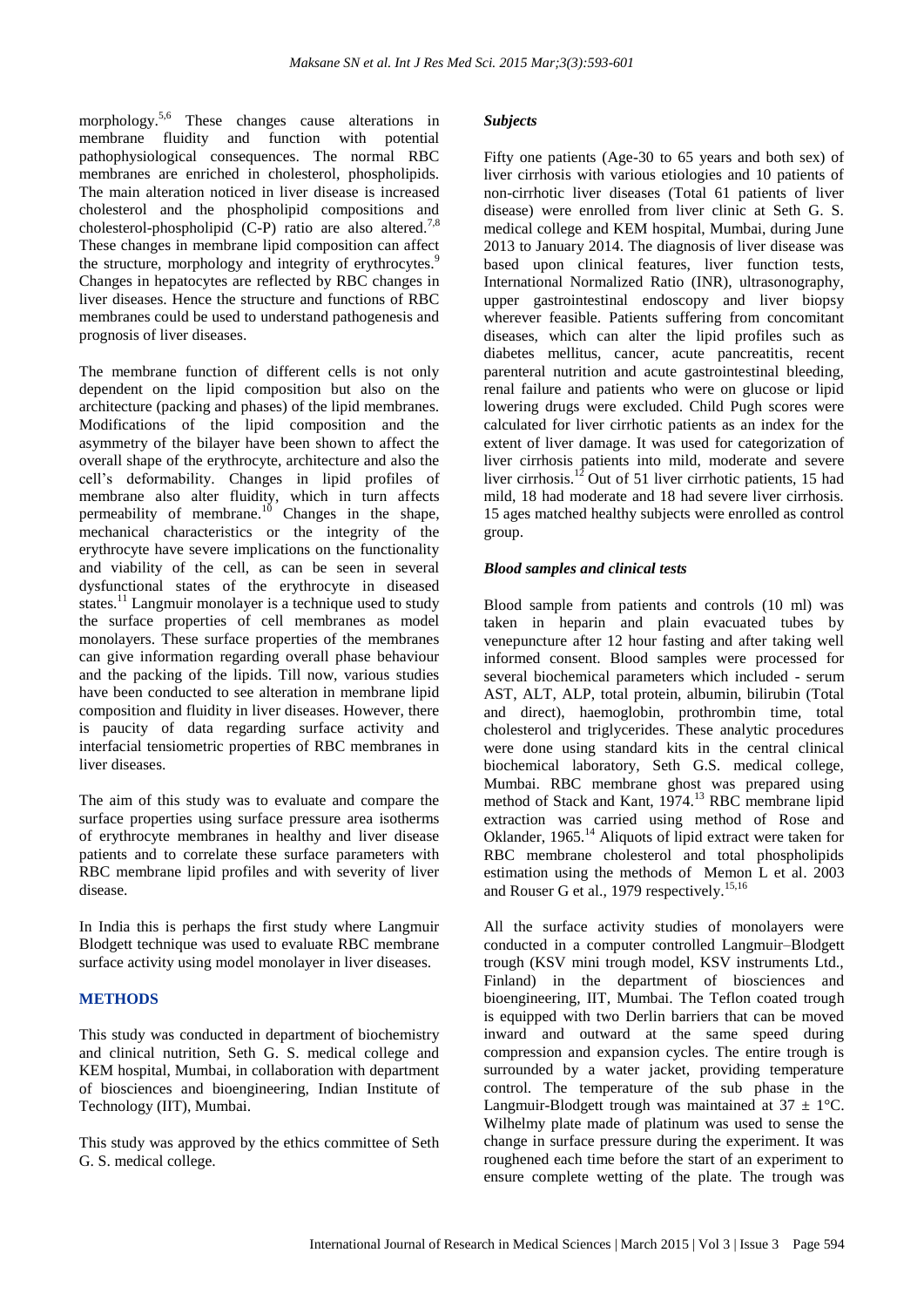morphology.[5,6] These changes cause alterations in membrane fluidity and function with potential pathophysiological consequences. The normal RBC membranes are enriched in cholesterol, phospholipids. The main alteration noticed in liver disease is increased cholesterol and the phospholipid compositions and cholesterol-phospholipid (C-P) ratio are also altered.[7,8] These changes in membrane lipid composition can affect the structure, morphology and integrity of erythrocytes.[9] Changes in hepatocytes are reflected by RBC changes in liver diseases. Hence the structure and functions of RBC membranes could be used to understand pathogenesis and prognosis of liver diseases.

The membrane function of different cells is not only dependent on the lipid composition but also on the architecture (packing and phases) of the lipid membranes. Modifications of the lipid composition and the asymmetry of the bilayer have been shown to affect the overall shape of the erythrocyte, architecture and also the cell's deformability. Changes in lipid profiles of membrane also alter fluidity, which in turn affects permeability of membrane.[10] Changes in the shape, mechanical characteristics or the integrity of the erythrocyte have severe implications on the functionality and viability of the cell, as can be seen in several dysfunctional states of the erythrocyte in diseased states.[11] Langmuir monolayer is a technique used to study the surface properties of cell membranes as model monolayers. These surface properties of the membranes can give information regarding overall phase behaviour and the packing of the lipids. Till now, various studies have been conducted to see alteration in membrane lipid composition and fluidity in liver diseases. However, there is paucity of data regarding surface activity and interfacial tensiometric properties of RBC membranes in liver diseases.

The aim of this study was to evaluate and compare the surface properties using surface pressure area isotherms of erythrocyte membranes in healthy and liver disease patients and to correlate these surface parameters with RBC membrane lipid profiles and with severity of liver disease.

In India this is perhaps the first study where Langmuir Blodgett technique was used to evaluate RBC membrane surface activity using model monolayer in liver diseases.

## METHODS

This study was conducted in department of biochemistry and clinical nutrition, Seth G. S. medical college and KEM hospital, Mumbai, in collaboration with department of biosciences and bioengineering, Indian Institute of Technology (IIT), Mumbai.

This study was approved by the ethics committee of Seth G. S. medical college.

### *Subjects*

Fifty one patients (Age-30 to 65 years and both sex) of liver cirrhosis with various etiologies and 10 patients of non-cirrhotic liver diseases (Total 61 patients of liver disease) were enrolled from liver clinic at Seth G. S. medical college and KEM hospital, Mumbai, during June 2013 to January 2014. The diagnosis of liver disease was based upon clinical features, liver function tests, International Normalized Ratio (INR), ultrasonography, upper gastrointestinal endoscopy and liver biopsy wherever feasible. Patients suffering from concomitant diseases, which can alter the lipid profiles such as diabetes mellitus, cancer, acute pancreatitis, recent parenteral nutrition and acute gastrointestinal bleeding, renal failure and patients who were on glucose or lipid lowering drugs were excluded. Child Pugh scores were calculated for liver cirrhotic patients as an index for the extent of liver damage. It was used for categorization of liver cirrhosis patients into mild, moderate and severe liver cirrhosis.[12] Out of 51 liver cirrhotic patients, 15 had mild, 18 had moderate and 18 had severe liver cirrhosis. 15 ages matched healthy subjects were enrolled as control group.

### *Blood samples and clinical tests*

Blood sample from patients and controls (10 ml) was taken in heparin and plain evacuated tubes by venepuncture after 12 hour fasting and after taking well informed consent. Blood samples were processed for several biochemical parameters which included - serum AST, ALT, ALP, total protein, albumin, bilirubin (Total and direct), haemoglobin, prothrombin time, total cholesterol and triglycerides. These analytic procedures were done using standard kits in the central clinical biochemical laboratory, Seth G.S. medical college, Mumbai. RBC membrane ghost was prepared using method of Stack and Kant, 1974.[13] RBC membrane lipid extraction was carried using method of Rose and Oklander, 1965.[14] Aliquots of lipid extract were taken for RBC membrane cholesterol and total phospholipids estimation using the methods of Memon L et al. 2003 and Rouser G et al., 1979 respectively.[15,16]

All the surface activity studies of monolayers were conducted in a computer controlled Langmuir–Blodgett trough (KSV mini trough model, KSV instruments Ltd., Finland) in the department of biosciences and bioengineering, IIT, Mumbai. The Teflon coated trough is equipped with two Derlin barriers that can be moved inward and outward at the same speed during compression and expansion cycles. The entire trough is surrounded by a water jacket, providing temperature control. The temperature of the sub phase in the Langmuir-Blodgett trough was maintained at $37 \pm 1°C$. Wilhelmy plate made of platinum was used to sense the change in surface pressure during the experiment. It was roughened each time before the start of an experiment to ensure complete wetting of the plate. The trough was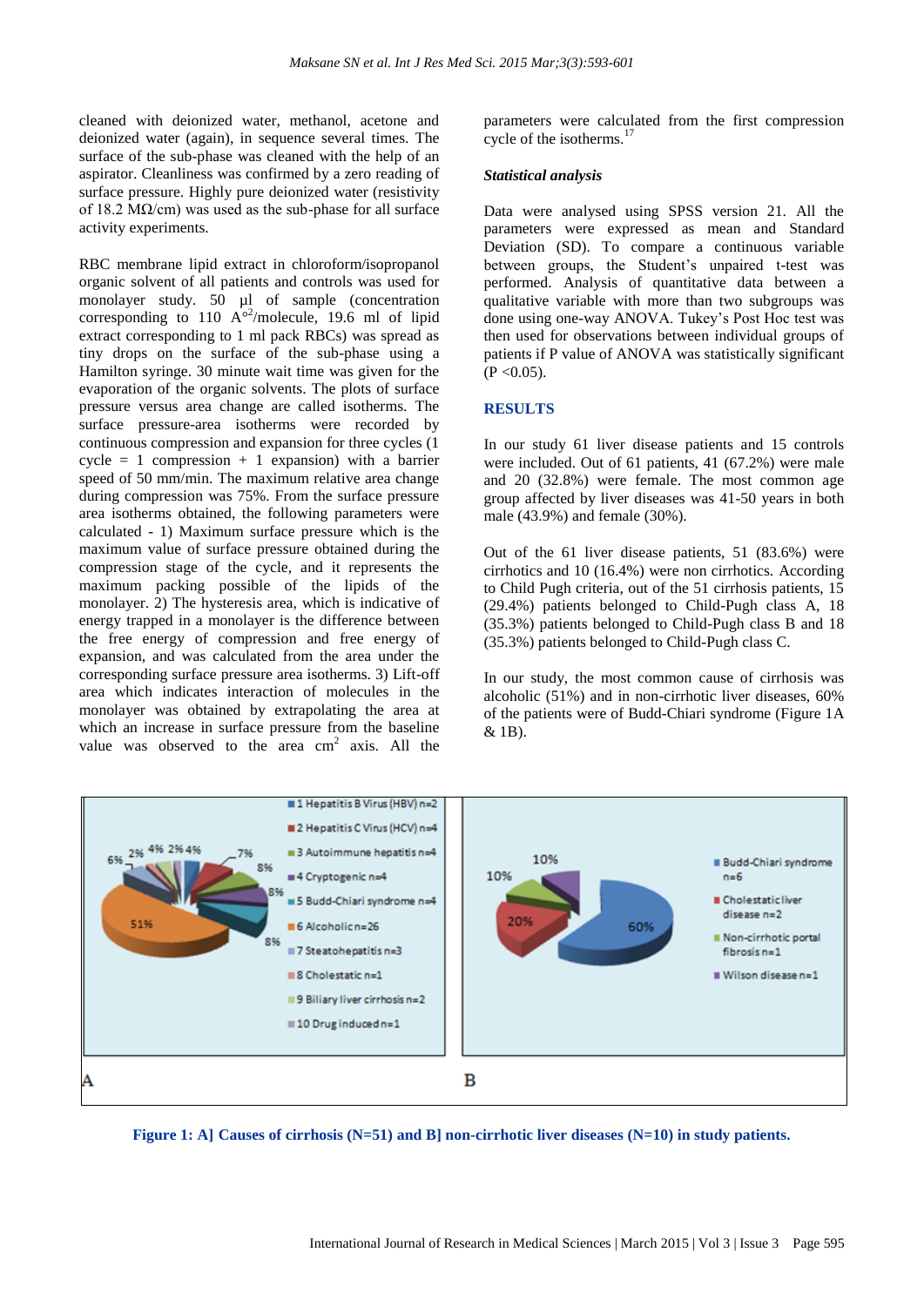cleaned with deionized water, methanol, acetone and deionized water (again), in sequence several times. The surface of the sub-phase was cleaned with the help of an aspirator. Cleanliness was confirmed by a zero reading of surface pressure. Highly pure deionized water (resistivity of 18.2 MΩ/cm) was used as the sub-phase for all surface activity experiments.

RBC membrane lipid extract in chloroform/isopropanol organic solvent of all patients and controls was used for monolayer study. 50 µl of sample (concentration corresponding to 110 $A^{o2}$/molecule, 19.6 ml of lipid extract corresponding to 1 ml pack RBCs) was spread as tiny drops on the surface of the sub-phase using a Hamilton syringe. 30 minute wait time was given for the evaporation of the organic solvents. The plots of surface pressure versus area change are called isotherms. The surface pressure-area isotherms were recorded by continuous compression and expansion for three cycles (1 cycle = 1 compression + 1 expansion) with a barrier speed of 50 mm/min. The maximum relative area change during compression was 75%. From the surface pressure area isotherms obtained, the following parameters were calculated - 1) Maximum surface pressure which is the maximum value of surface pressure obtained during the compression stage of the cycle, and it represents the maximum packing possible of the lipids of the monolayer. 2) The hysteresis area, which is indicative of energy trapped in a monolayer is the difference between the free energy of compression and free energy of expansion, and was calculated from the area under the corresponding surface pressure area isotherms. 3) Lift-off area which indicates interaction of molecules in the monolayer was obtained by extrapolating the area at which an increase in surface pressure from the baseline value was observed to the area $cm^2$ axis. All the parameters were calculated from the first compression cycle of the isotherms.[17]

### *Statistical analysis*

Data were analysed using SPSS version 21. All the parameters were expressed as mean and Standard Deviation (SD). To compare a continuous variable between groups, the Student's unpaired t-test was performed. Analysis of quantitative data between a qualitative variable with more than two subgroups was done using one-way ANOVA. Tukey's Post Hoc test was then used for observations between individual groups of patients if P value of ANOVA was statistically significant ($P < 0.05$).

## RESULTS

In our study 61 liver disease patients and 15 controls were included. Out of 61 patients, 41 (67.2%) were male and 20 (32.8%) were female. The most common age group affected by liver diseases was 41-50 years in both male (43.9%) and female (30%).

Out of the 61 liver disease patients, 51 (83.6%) were cirrhotics and 10 (16.4%) were non cirrhotics. According to Child Pugh criteria, out of the 51 cirrhosis patients, 15 (29.4%) patients belonged to Child-Pugh class A, 18 (35.3%) patients belonged to Child-Pugh class B and 18 (35.3%) patients belonged to Child-Pugh class C.

In our study, the most common cause of cirrhosis was alcoholic (51%) and in non-cirrhotic liver diseases, 60% of the patients were of Budd-Chiari syndrome (Figure 1A & 1B).

**Figure 1: A] Causes of cirrhosis (N=51) and B] non-cirrhotic liver diseases (N=10) in study patients.**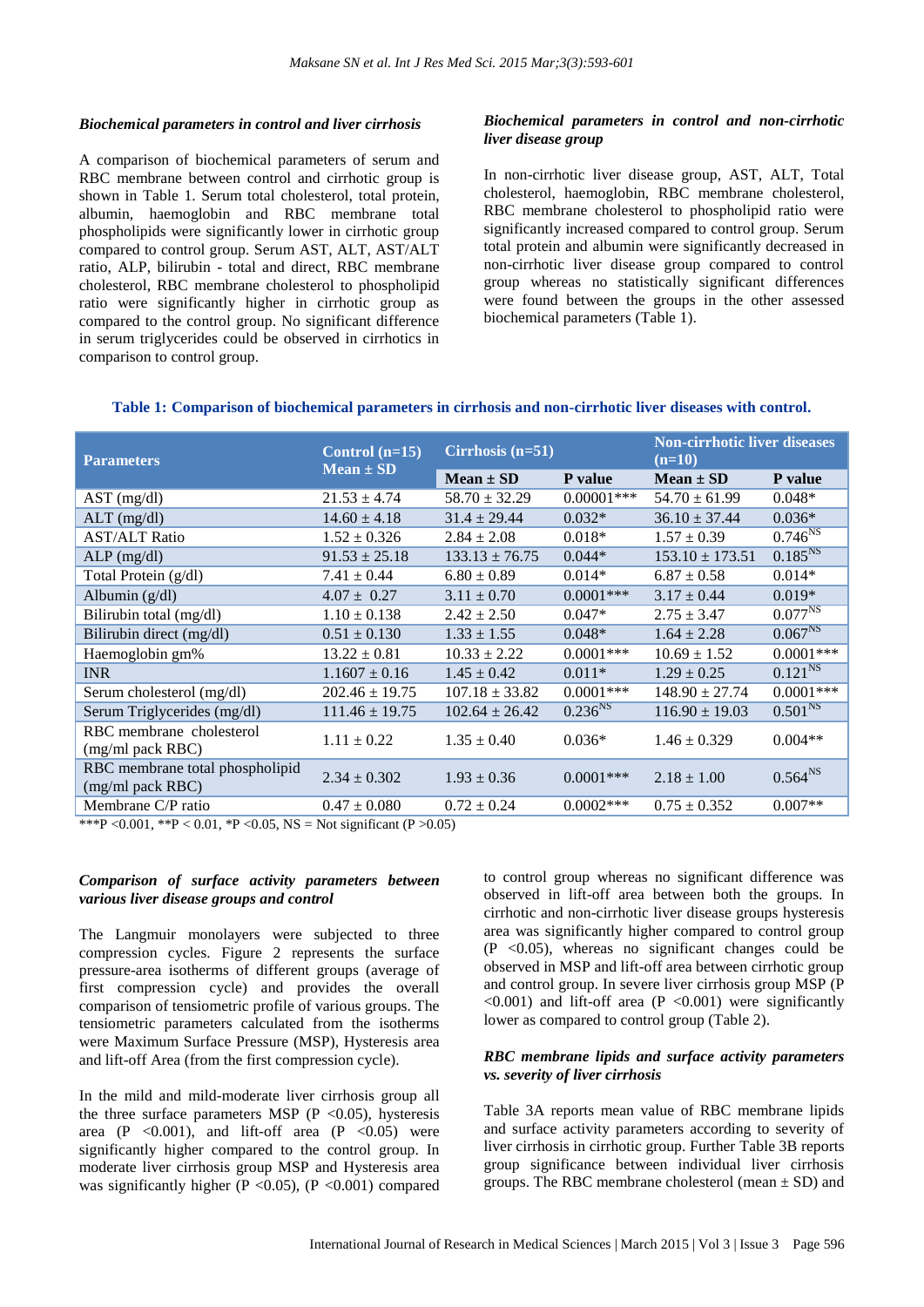### *Biochemical parameters in control and liver cirrhosis*

A comparison of biochemical parameters of serum and RBC membrane between control and cirrhotic group is shown in Table 1. Serum total cholesterol, total protein, albumin, haemoglobin and RBC membrane total phospholipids were significantly lower in cirrhotic group compared to control group. Serum AST, ALT, AST/ALT ratio, ALP, bilirubin - total and direct, RBC membrane cholesterol, RBC membrane cholesterol to phospholipid ratio were significantly higher in cirrhotic group as compared to the control group. No significant difference in serum triglycerides could be observed in cirrhotics in comparison to control group.

### *Biochemical parameters in control and non-cirrhotic liver disease group*

In non-cirrhotic liver disease group, AST, ALT, Total cholesterol, haemoglobin, RBC membrane cholesterol, RBC membrane cholesterol to phospholipid ratio were significantly increased compared to control group. Serum total protein and albumin were significantly decreased in non-cirrhotic liver disease group compared to control group whereas no statistically significant differences were found between the groups in the other assessed biochemical parameters (Table 1).

**Table 1: Comparison of biochemical parameters in cirrhosis and non-cirrhotic liver diseases with control.**

| Parameters | Control (n=15) Mean ± SD | Cirrhosis (n=51) | | Non-cirrhotic liver diseases (n=10) | |
|---|---|---|---|---|---|
| | | Mean ± SD | P value | Mean ± SD | P value |
| AST (mg/dl) | 21.53 ± 4.74 | 58.70 ± 32.29 | 0.00001*** | 54.70 ± 61.99 | 0.048* |
| ALT (mg/dl) | 14.60 ± 4.18 | 31.4 ± 29.44 | 0.032* | 36.10 ± 37.44 | 0.036* |
| AST/ALT Ratio | 1.52 ± 0.326 | 2.84 ± 2.08 | 0.018* | 1.57 ± 0.39 | 0.746$^{NS}$ |
| ALP (mg/dl) | 91.53 ± 25.18 | 133.13 ± 76.75 | 0.044* | 153.10 ± 173.51 | 0.185$^{NS}$ |
| Total Protein (g/dl) | 7.41 ± 0.44 | 6.80 ± 0.89 | 0.014* | 6.87 ± 0.58 | 0.014* |
| Albumin (g/dl) | 4.07 ± 0.27 | 3.11 ± 0.70 | 0.0001*** | 3.17 ± 0.44 | 0.019* |
| Bilirubin total (mg/dl) | 1.10 ± 0.138 | 2.42 ± 2.50 | 0.047* | 2.75 ± 3.47 | 0.077$^{NS}$ |
| Bilirubin direct (mg/dl) | 0.51 ± 0.130 | 1.33 ± 1.55 | 0.048* | 1.64 ± 2.28 | 0.067$^{NS}$ |
| Haemoglobin gm% | 13.22 ± 0.81 | 10.33 ± 2.22 | 0.0001*** | 10.69 ± 1.52 | 0.0001*** |
| INR | 1.1607 ± 0.16 | 1.45 ± 0.42 | 0.011* | 1.29 ± 0.25 | 0.121$^{NS}$ |
| Serum cholesterol (mg/dl) | 202.46 ± 19.75 | 107.18 ± 33.82 | 0.0001*** | 148.90 ± 27.74 | 0.0001*** |
| Serum Triglycerides (mg/dl) | 111.46 ± 19.75 | 102.64 ± 26.42 | 0.236$^{NS}$ | 116.90 ± 19.03 | 0.501$^{NS}$ |
| RBC membrane cholesterol (mg/ml pack RBC) | 1.11 ± 0.22 | 1.35 ± 0.40 | 0.036* | 1.46 ± 0.329 | 0.004** |
| RBC membrane total phospholipid (mg/ml pack RBC) | 2.34 ± 0.302 | 1.93 ± 0.36 | 0.0001*** | 2.18 ± 1.00 | 0.564$^{NS}$ |
| Membrane C/P ratio | 0.47 ± 0.080 | 0.72 ± 0.24 | 0.0002*** | 0.75 ± 0.352 | 0.007** |

***P <0.001, **P < 0.01, *P <0.05, NS = Not significant (P >0.05)

### *Comparison of surface activity parameters between various liver disease groups and control*

The Langmuir monolayers were subjected to three compression cycles. Figure 2 represents the surface pressure-area isotherms of different groups (average of first compression cycle) and provides the overall comparison of tensiometric profile of various groups. The tensiometric parameters calculated from the isotherms were Maximum Surface Pressure (MSP), Hysteresis area and lift-off Area (from the first compression cycle).

In the mild and mild-moderate liver cirrhosis group all the three surface parameters MSP (P <0.05), hysteresis area (P <0.001), and lift-off area (P <0.05) were significantly higher compared to the control group. In moderate liver cirrhosis group MSP and Hysteresis area was significantly higher (P <0.05), (P <0.001) compared to control group whereas no significant difference was observed in lift-off area between both the groups. In cirrhotic and non-cirrhotic liver disease groups hysteresis area was significantly higher compared to control group (P <0.05), whereas no significant changes could be observed in MSP and lift-off area between cirrhotic group and control group. In severe liver cirrhosis group MSP (P <0.001) and lift-off area (P <0.001) were significantly lower as compared to control group (Table 2).

### *RBC membrane lipids and surface activity parameters vs. severity of liver cirrhosis*

Table 3A reports mean value of RBC membrane lipids and surface activity parameters according to severity of liver cirrhosis in cirrhotic group. Further Table 3B reports group significance between individual liver cirrhosis groups. The RBC membrane cholesterol (mean ± SD) and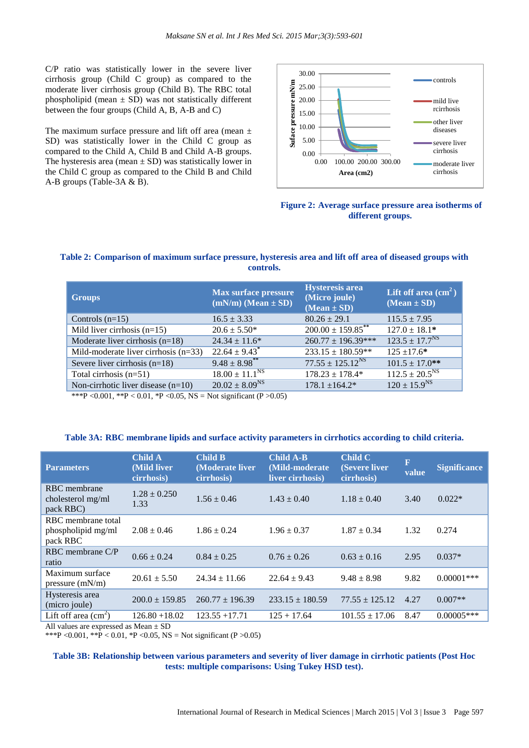C/P ratio was statistically lower in the severe liver cirrhosis group (Child C group) as compared to the moderate liver cirrhosis group (Child B). The RBC total phospholipid (mean ± SD) was not statistically different between the four groups (Child A, B, A-B and C)

The maximum surface pressure and lift off area (mean ± SD) was statistically lower in the Child C group as compared to the Child A, Child B and Child A-B groups. The hysteresis area (mean ± SD) was statistically lower in the Child C group as compared to the Child B and Child A-B groups (Table-3A & B).

**Figure 2: Average surface pressure area isotherms of different groups.**

**Table 2: Comparison of maximum surface pressure, hysteresis area and lift off area of diseased groups with controls.**

| Groups | Max surface pressure (mN/m) (Mean ± SD) | Hysteresis area (Micro joule) (Mean ± SD) | Lift off area ($cm^2$) (Mean ± SD) |
|---|---|---|---|
| Controls (n=15) | 16.5 ± 3.33 | 80.26 ± 29.1 | 115.5 ± 7.95 |
| Mild liver cirrhosis (n=15) | 20.6 ± 5.50* | 200.00 ± 159.85** | 127.0 ± 18.1* |
| Moderate liver cirrhosis (n=18) | 24.34 ± 11.6* | 260.77 ± 196.39*** | 123.5 ± 17.7NS |
| Mild-moderate liver cirrhosis (n=33) | 22.64 ± 9.43* | 233.15 ± 180.59** | 125 ±17.6* |
| Severe liver cirrhosis (n=18) | 9.48 ± 8.98** | 77.55 ± 125.12NS | 101.5 ± 17.0** |
| Total cirrhosis (n=51) | 18.00 ± 11.1NS | 178.23 ± 178.4* | 112.5 ± 20.5NS |
| Non-cirrhotic liver disease (n=10) | 20.02 ± 8.09NS | 178.1 ±164.2* | 120 ± 15.9NS |

***P <0.001, **P < 0.01, *P <0.05, NS = Not significant (P >0.05)

**Table 3A: RBC membrane lipids and surface activity parameters in cirrhotics according to child criteria.**

| Parameters | Child A (Mild liver cirrhosis) | Child B (Moderate liver cirrhosis) | Child A-B (Mild-moderate liver cirrhosis) | Child C (Severe liver cirrhosis) | F value | Significance |
|---|---|---|---|---|---|---|
| RBC membrane cholesterol mg/ml pack RBC) | 1.28 ± 0.250 1.33 | 1.56 ± 0.46 | 1.43 ± 0.40 | 1.18 ± 0.40 | 3.40 | 0.022* |
| RBC membrane total phospholipid mg/ml pack RBC | 2.08 ± 0.46 | 1.86 ± 0.24 | 1.96 ± 0.37 | 1.87 ± 0.34 | 1.32 | 0.274 |
| RBC membrane C/P ratio | 0.66 ± 0.24 | 0.84 ± 0.25 | 0.76 ± 0.26 | 0.63 ± 0.16 | 2.95 | 0.037* |
| Maximum surface pressure (mN/m) | 20.61 ± 5.50 | 24.34 ± 11.66 | 22.64 ± 9.43 | 9.48 ± 8.98 | 9.82 | 0.00001*** |
| Hysteresis area (micro joule) | 200.0 ± 159.85 | 260.77 ± 196.39 | 233.15 ± 180.59 | 77.55 ± 125.12 | 4.27 | 0.007** |
| Lift off area ($cm^2$) | 126.80 +18.02 | 123.55 +17.71 | 125 + 17.64 | 101.55 ± 17.06 | 8.47 | 0.00005*** |

All values are expressed as Mean ± SD

***P <0.001, **P < 0.01, *P <0.05, NS = Not significant (P >0.05)

**Table 3B: Relationship between various parameters and severity of liver damage in cirrhotic patients (Post Hoc tests: multiple comparisons: Using Tukey HSD test).**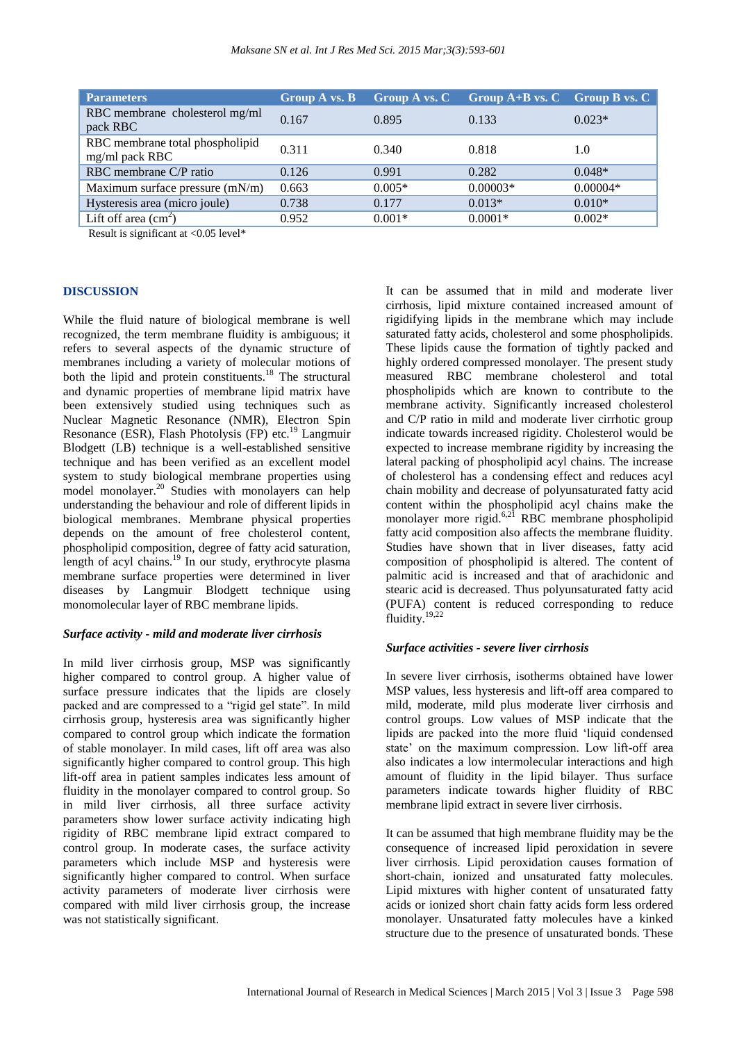| Parameters | Group A vs. B | Group A vs. C | Group A+B vs. C | Group B vs. C |
|---|---|---|---|---|
| RBC membrane cholesterol mg/ml pack RBC | 0.167 | 0.895 | 0.133 | 0.023* |
| RBC membrane total phospholipid mg/ml pack RBC | 0.311 | 0.340 | 0.818 | 1.0 |
| RBC membrane C/P ratio | 0.126 | 0.991 | 0.282 | 0.048* |
| Maximum surface pressure (mN/m) | 0.663 | 0.005* | 0.00003* | 0.00004* |
| Hysteresis area (micro joule) | 0.738 | 0.177 | 0.013* | 0.010* |
| Lift off area ($cm^2$) | 0.952 | 0.001* | 0.0001* | 0.002* |

Result is significant at <0.05 level*

## DISCUSSION

While the fluid nature of biological membrane is well recognized, the term membrane fluidity is ambiguous; it refers to several aspects of the dynamic structure of membranes including a variety of molecular motions of both the lipid and protein constituents.[18] The structural and dynamic properties of membrane lipid matrix have been extensively studied using techniques such as Nuclear Magnetic Resonance (NMR), Electron Spin Resonance (ESR), Flash Photolysis (FP) etc.[19] Langmuir Blodgett (LB) technique is a well-established sensitive technique and has been verified as an excellent model system to study biological membrane properties using model monolayer.[20] Studies with monolayers can help understanding the behaviour and role of different lipids in biological membranes. Membrane physical properties depends on the amount of free cholesterol content, phospholipid composition, degree of fatty acid saturation, length of acyl chains.[19] In our study, erythrocyte plasma membrane surface properties were determined in liver diseases by Langmuir Blodgett technique using monomolecular layer of RBC membrane lipids.

### *Surface activity - mild and moderate liver cirrhosis*

In mild liver cirrhosis group, MSP was significantly higher compared to control group. A higher value of surface pressure indicates that the lipids are closely packed and are compressed to a "rigid gel state". In mild cirrhosis group, hysteresis area was significantly higher compared to control group which indicate the formation of stable monolayer. In mild cases, lift off area was also significantly higher compared to control group. This high lift-off area in patient samples indicates less amount of fluidity in the monolayer compared to control group. So in mild liver cirrhosis, all three surface activity parameters show lower surface activity indicating high rigidity of RBC membrane lipid extract compared to control group. In moderate cases, the surface activity parameters which include MSP and hysteresis were significantly higher compared to control. When surface activity parameters of moderate liver cirrhosis were compared with mild liver cirrhosis group, the increase was not statistically significant.

It can be assumed that in mild and moderate liver cirrhosis, lipid mixture contained increased amount of rigidifying lipids in the membrane which may include saturated fatty acids, cholesterol and some phospholipids. These lipids cause the formation of tightly packed and highly ordered compressed monolayer. The present study measured RBC membrane cholesterol and total phospholipids which are known to contribute to the membrane activity. Significantly increased cholesterol and C/P ratio in mild and moderate liver cirrhotic group indicate towards increased rigidity. Cholesterol would be expected to increase membrane rigidity by increasing the lateral packing of phospholipid acyl chains. The increase of cholesterol has a condensing effect and reduces acyl chain mobility and decrease of polyunsaturated fatty acid content within the phospholipid acyl chains make the monolayer more rigid.[6,21] RBC membrane phospholipid fatty acid composition also affects the membrane fluidity. Studies have shown that in liver diseases, fatty acid composition of phospholipid is altered. The content of palmitic acid is increased and that of arachidonic and stearic acid is decreased. Thus polyunsaturated fatty acid (PUFA) content is reduced corresponding to reduce fluidity.[19,22]

### *Surface activities - severe liver cirrhosis*

In severe liver cirrhosis, isotherms obtained have lower MSP values, less hysteresis and lift-off area compared to mild, moderate, mild plus moderate liver cirrhosis and control groups. Low values of MSP indicate that the lipids are packed into the more fluid 'liquid condensed state' on the maximum compression. Low lift-off area also indicates a low intermolecular interactions and high amount of fluidity in the lipid bilayer. Thus surface parameters indicate towards higher fluidity of RBC membrane lipid extract in severe liver cirrhosis.

It can be assumed that high membrane fluidity may be the consequence of increased lipid peroxidation in severe liver cirrhosis. Lipid peroxidation causes formation of short-chain, ionized and unsaturated fatty molecules. Lipid mixtures with higher content of unsaturated fatty acids or ionized short chain fatty acids form less ordered monolayer. Unsaturated fatty molecules have a kinked structure due to the presence of unsaturated bonds. These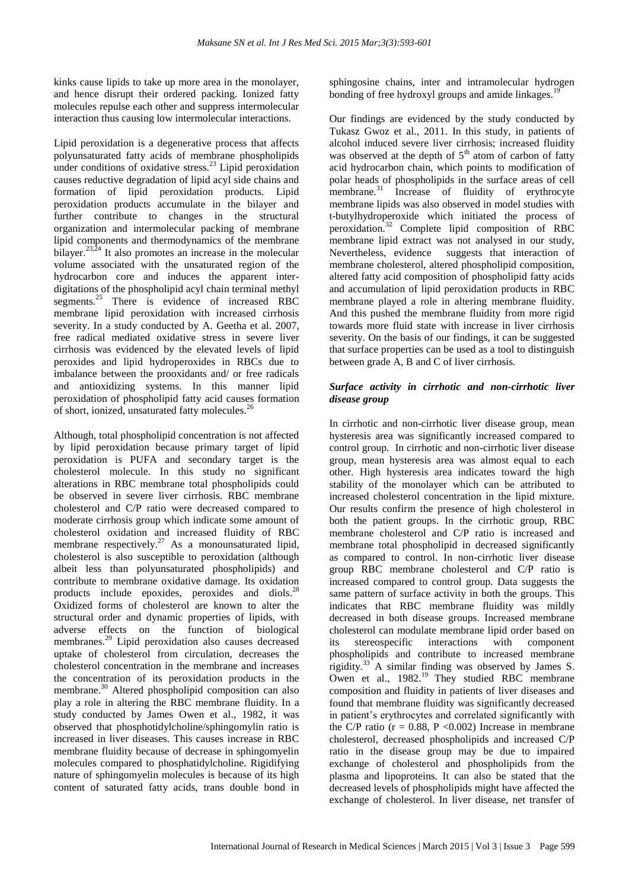kinks cause lipids to take up more area in the monolayer, and hence disrupt their ordered packing. Ionized fatty molecules repulse each other and suppress intermolecular interaction thus causing low intermolecular interactions.

Lipid peroxidation is a degenerative process that affects polyunsaturated fatty acids of membrane phospholipids under conditions of oxidative stress.[23] Lipid peroxidation causes reductive degradation of lipid acyl side chains and formation of lipid peroxidation products. Lipid peroxidation products accumulate in the bilayer and further contribute to changes in the structural organization and intermolecular packing of membrane lipid components and thermodynamics of the membrane bilayer.[23,24] It also promotes an increase in the molecular volume associated with the unsaturated region of the hydrocarbon core and induces the apparent inter-digitations of the phospholipid acyl chain terminal methyl segments.[25] There is evidence of increased RBC membrane lipid peroxidation with increased cirrhosis severity. In a study conducted by A. Geetha et al. 2007, free radical mediated oxidative stress in severe liver cirrhosis was evidenced by the elevated levels of lipid peroxides and lipid hydroperoxides in RBCs due to imbalance between the prooxidants and/ or free radicals and antioxidizing systems. In this manner lipid peroxidation of phospholipid fatty acid causes formation of short, ionized, unsaturated fatty molecules.[26]

Although, total phospholipid concentration is not affected by lipid peroxidation because primary target of lipid peroxidation is PUFA and secondary target is the cholesterol molecule. In this study no significant alterations in RBC membrane total phospholipids could be observed in severe liver cirrhosis. RBC membrane cholesterol and C/P ratio were decreased compared to moderate cirrhosis group which indicate some amount of cholesterol oxidation and increased fluidity of RBC membrane respectively.[27] As a monounsaturated lipid, cholesterol is also susceptible to peroxidation (although albeit less than polyunsaturated phospholipids) and contribute to membrane oxidative damage. Its oxidation products include epoxides, peroxides and diols.[28] Oxidized forms of cholesterol are known to alter the structural order and dynamic properties of lipids, with adverse effects on the function of biological membranes.[29] Lipid peroxidation also causes decreased uptake of cholesterol from circulation, decreases the cholesterol concentration in the membrane and increases the concentration of its peroxidation products in the membrane.[30] Altered phospholipid composition can also play a role in altering the RBC membrane fluidity. In a study conducted by James Owen et al., 1982, it was observed that phosphotidylcholine/sphingomylin ratio is increased in liver diseases. This causes increase in RBC membrane fluidity because of decrease in sphingomyelin molecules compared to phosphatidylcholine. Rigidifying nature of sphingomyelin molecules is because of its high content of saturated fatty acids, trans double bond in sphingosine chains, inter and intramolecular hydrogen bonding of free hydroxyl groups and amide linkages.[19]

Our findings are evidenced by the study conducted by Tukasz Gwoz et al., 2011. In this study, in patients of alcohol induced severe liver cirrhosis; increased fluidity was observed at the depth of 5th atom of carbon of fatty acid hydrocarbon chain, which points to modification of polar heads of phospholipids in the surface areas of cell membrane.[31] Increase of fluidity of erythrocyte membrane lipids was also observed in model studies with t-butylhydroperoxide which initiated the process of peroxidation.[32] Complete lipid composition of RBC membrane lipid extract was not analysed in our study, Nevertheless, evidence suggests that interaction of membrane cholesterol, altered phospholipid composition, altered fatty acid composition of phospholipid fatty acids and accumulation of lipid peroxidation products in RBC membrane played a role in altering membrane fluidity. And this pushed the membrane fluidity from more rigid towards more fluid state with increase in liver cirrhosis severity. On the basis of our findings, it can be suggested that surface properties can be used as a tool to distinguish between grade A, B and C of liver cirrhosis.

### *Surface activity in cirrhotic and non-cirrhotic liver disease group*

In cirrhotic and non-cirrhotic liver disease group, mean hysteresis area was significantly increased compared to control group. In cirrhotic and non-cirrhotic liver disease group, mean hysteresis area was almost equal to each other. High hysteresis area indicates toward the high stability of the monolayer which can be attributed to increased cholesterol concentration in the lipid mixture. Our results confirm the presence of high cholesterol in both the patient groups. In the cirrhotic group, RBC membrane cholesterol and C/P ratio is increased and membrane total phospholipid in decreased significantly as compared to control. In non-cirrhotic liver disease group RBC membrane cholesterol and C/P ratio is increased compared to control group. Data suggests the same pattern of surface activity in both the groups. This indicates that RBC membrane fluidity was mildly decreased in both disease groups. Increased membrane cholesterol can modulate membrane lipid order based on its stereospecific interactions with component phospholipids and contribute to increased membrane rigidity.[33] A similar finding was observed by James S. Owen et al., 1982.[19] They studied RBC membrane composition and fluidity in patients of liver diseases and found that membrane fluidity was significantly decreased in patient's erythrocytes and correlated significantly with the C/P ratio ($r = 0.88$, $P < 0.002$) Increase in membrane cholesterol, decreased phospholipids and increased C/P ratio in the disease group may be due to impaired exchange of cholesterol and phospholipids from the plasma and lipoproteins. It can also be stated that the decreased levels of phospholipids might have affected the exchange of cholesterol. In liver disease, net transfer of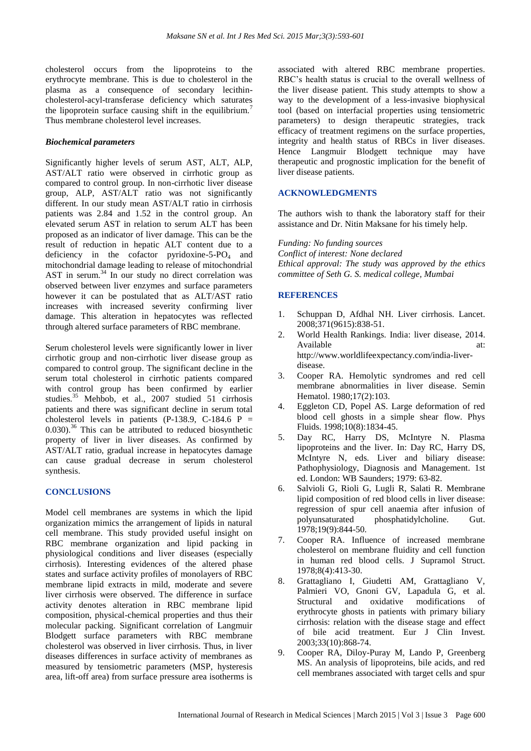cholesterol occurs from the lipoproteins to the erythrocyte membrane. This is due to cholesterol in the plasma as a consequence of secondary lecithin-cholesterol-acyl-transferase deficiency which saturates the lipoprotein surface causing shift in the equilibrium.[7] Thus membrane cholesterol level increases.

### *Biochemical parameters*

Significantly higher levels of serum AST, ALT, ALP, AST/ALT ratio were observed in cirrhotic group as compared to control group. In non-cirrhotic liver disease group, ALP, AST/ALT ratio was not significantly different. In our study mean AST/ALT ratio in cirrhosis patients was 2.84 and 1.52 in the control group. An elevated serum AST in relation to serum ALT has been proposed as an indicator of liver damage. This can be the result of reduction in hepatic ALT content due to a deficiency in the cofactor pyridoxine-5-$PO_4$ and mitochondrial damage leading to release of mitochondrial AST in serum.[34] In our study no direct correlation was observed between liver enzymes and surface parameters however it can be postulated that as ALT/AST ratio increases with increased severity confirming liver damage. This alteration in hepatocytes was reflected through altered surface parameters of RBC membrane.

Serum cholesterol levels were significantly lower in liver cirrhotic group and non-cirrhotic liver disease group as compared to control group. The significant decline in the serum total cholesterol in cirrhotic patients compared with control group has been confirmed by earlier studies.[35] Mehbob, et al., 2007 studied 51 cirrhosis patients and there was significant decline in serum total cholesterol levels in patients (P-138.9, C-184.6 P = 0.030).[36] This can be attributed to reduced biosynthetic property of liver in liver diseases. As confirmed by AST/ALT ratio, gradual increase in hepatocytes damage can cause gradual decrease in serum cholesterol synthesis.

## CONCLUSIONS

Model cell membranes are systems in which the lipid organization mimics the arrangement of lipids in natural cell membrane. This study provided useful insight on RBC membrane organization and lipid packing in physiological conditions and liver diseases (especially cirrhosis). Interesting evidences of the altered phase states and surface activity profiles of monolayers of RBC membrane lipid extracts in mild, moderate and severe liver cirrhosis were observed. The difference in surface activity denotes alteration in RBC membrane lipid composition, physical-chemical properties and thus their molecular packing. Significant correlation of Langmuir Blodgett surface parameters with RBC membrane cholesterol was observed in liver cirrhosis. Thus, in liver diseases differences in surface activity of membranes as measured by tensiometric parameters (MSP, hysteresis area, lift-off area) from surface pressure area isotherms is associated with altered RBC membrane properties. RBC's health status is crucial to the overall wellness of the liver disease patient. This study attempts to show a way to the development of a less-invasive biophysical tool (based on interfacial properties using tensiometric parameters) to design therapeutic strategies, track efficacy of treatment regimens on the surface properties, integrity and health status of RBCs in liver diseases. Hence Langmuir Blodgett technique may have therapeutic and prognostic implication for the benefit of liver disease patients.

## ACKNOWLEDGMENTS

The authors wish to thank the laboratory staff for their assistance and Dr. Nitin Maksane for his timely help.

*Funding: No funding sources*
*Conflict of interest: None declared*
*Ethical approval: The study was approved by the ethics committee of Seth G. S. medical college, Mumbai*

## REFERENCES

1. Schuppan D, Afdhal NH. Liver cirrhosis. Lancet. 2008;371(9615):838-51.
2. World Health Rankings. India: liver disease, 2014. Available at: http://www.worldlifeexpectancy.com/india-liver-disease.
3. Cooper RA. Hemolytic syndromes and red cell membrane abnormalities in liver disease. Semin Hematol. 1980;17(2):103.
4. Eggleton CD, Popel AS. Large deformation of red blood cell ghosts in a simple shear flow. Phys Fluids. 1998;10(8):1834-45.
5. Day RC, Harry DS, McIntyre N. Plasma lipoproteins and the liver. In: Day RC, Harry DS, McIntyre N, eds. Liver and biliary disease: Pathophysiology, Diagnosis and Management. 1st ed. London: WB Saunders; 1979: 63-82.
6. Salvioli G, Rioli G, Lugli R, Salati R. Membrane lipid composition of red blood cells in liver disease: regression of spur cell anaemia after infusion of polyunsaturated phosphatidylcholine. Gut. 1978;19(9):844-50.
7. Cooper RA. Influence of increased membrane cholesterol on membrane fluidity and cell function in human red blood cells. J Supramol Struct. 1978;8(4):413-30.
8. Grattagliano I, Giudetti AM, Grattagliano V, Palmieri VO, Gnoni GV, Lapadula G, et al. Structural and oxidative modifications of erythrocyte ghosts in patients with primary biliary cirrhosis: relation with the disease stage and effect of bile acid treatment. Eur J Clin Invest. 2003;33(10):868-74.
9. Cooper RA, Diloy-Puray M, Lando P, Greenberg MS. An analysis of lipoproteins, bile acids, and red cell membranes associated with target cells and spur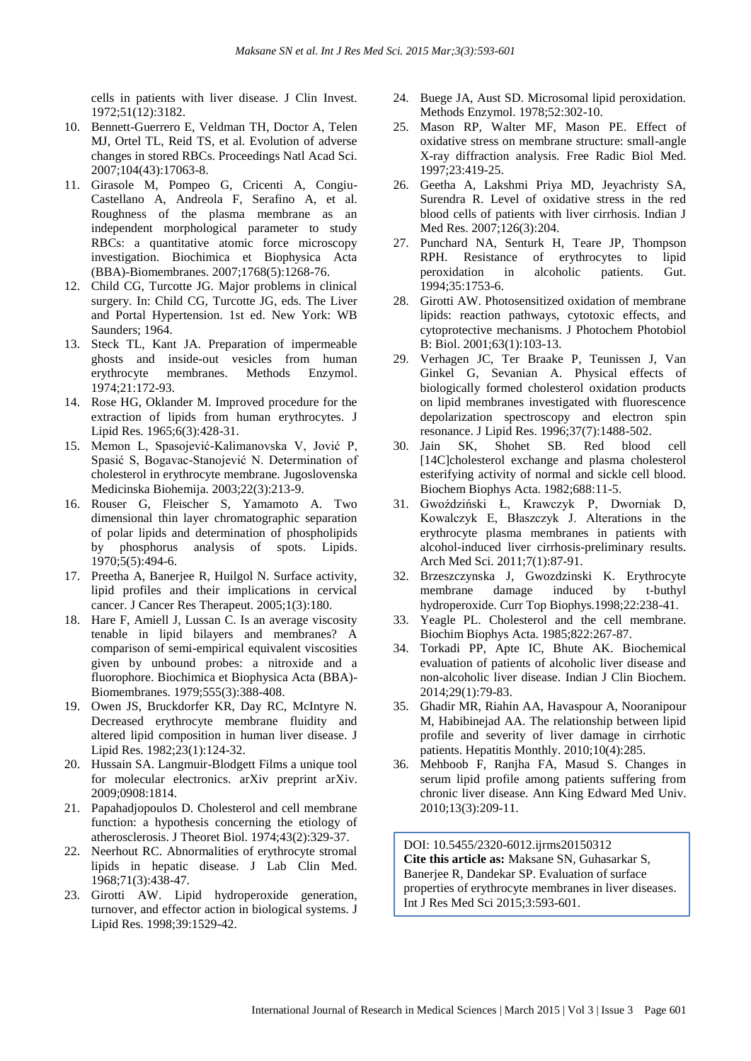cells in patients with liver disease. J Clin Invest. 1972;51(12):3182.

10. Bennett-Guerrero E, Veldman TH, Doctor A, Telen MJ, Ortel TL, Reid TS, et al. Evolution of adverse changes in stored RBCs. Proceedings Natl Acad Sci. 2007;104(43):17063-8.
11. Girasole M, Pompeo G, Cricenti A, Congiu-Castellano A, Andreola F, Serafino A, et al. Roughness of the plasma membrane as an independent morphological parameter to study RBCs: a quantitative atomic force microscopy investigation. Biochimica et Biophysica Acta (BBA)-Biomembranes. 2007;1768(5):1268-76.
12. Child CG, Turcotte JG. Major problems in clinical surgery. In: Child CG, Turcotte JG, eds. The Liver and Portal Hypertension. 1st ed. New York: WB Saunders; 1964.
13. Steck TL, Kant JA. Preparation of impermeable ghosts and inside-out vesicles from human erythrocyte membranes. Methods Enzymol. 1974;21:172-93.
14. Rose HG, Oklander M. Improved procedure for the extraction of lipids from human erythrocytes. J Lipid Res. 1965;6(3):428-31.
15. Memon L, Spasojević-Kalimanovska V, Jović P, Spasić S, Bogavac-Stanojević N. Determination of cholesterol in erythrocyte membrane. Jugoslovenska Medicinska Biohemija. 2003;22(3):213-9.
16. Rouser G, Fleischer S, Yamamoto A. Two dimensional thin layer chromatographic separation of polar lipids and determination of phospholipids by phosphorus analysis of spots. Lipids. 1970;5(5):494-6.
17. Preetha A, Banerjee R, Huilgol N. Surface activity, lipid profiles and their implications in cervical cancer. J Cancer Res Therapeut. 2005;1(3):180.
18. Hare F, Amiell J, Lussan C. Is an average viscosity tenable in lipid bilayers and membranes? A comparison of semi-empirical equivalent viscosities given by unbound probes: a nitroxide and a fluorophore. Biochimica et Biophysica Acta (BBA)-Biomembranes. 1979;555(3):388-408.
19. Owen JS, Bruckdorfer KR, Day RC, McIntyre N. Decreased erythrocyte membrane fluidity and altered lipid composition in human liver disease. J Lipid Res. 1982;23(1):124-32.
20. Hussain SA. Langmuir-Blodgett Films a unique tool for molecular electronics. arXiv preprint arXiv. 2009;0908:1814.
21. Papahadjopoulos D. Cholesterol and cell membrane function: a hypothesis concerning the etiology of atherosclerosis. J Theoret Biol. 1974;43(2):329-37.
22. Neerhout RC. Abnormalities of erythrocyte stromal lipids in hepatic disease. J Lab Clin Med. 1968;71(3):438-47.
23. Girotti AW. Lipid hydroperoxide generation, turnover, and effector action in biological systems. J Lipid Res. 1998;39:1529-42.
24. Buege JA, Aust SD. Microsomal lipid peroxidation. Methods Enzymol. 1978;52:302-10.
25. Mason RP, Walter MF, Mason PE. Effect of oxidative stress on membrane structure: small-angle X-ray diffraction analysis. Free Radic Biol Med. 1997;23:419-25.
26. Geetha A, Lakshmi Priya MD, Jeyachristy SA, Surendra R. Level of oxidative stress in the red blood cells of patients with liver cirrhosis. Indian J Med Res. 2007;126(3):204.
27. Punchard NA, Senturk H, Teare JP, Thompson RPH. Resistance of erythrocytes to lipid peroxidation in alcoholic patients. Gut. 1994;35:1753-6.
28. Girotti AW. Photosensitized oxidation of membrane lipids: reaction pathways, cytotoxic effects, and cytoprotective mechanisms. J Photochem Photobiol B: Biol. 2001;63(1):103-13.
29. Verhagen JC, Ter Braake P, Teunissen J, Van Ginkel G, Sevanian A. Physical effects of biologically formed cholesterol oxidation products on lipid membranes investigated with fluorescence depolarization spectroscopy and electron spin resonance. J Lipid Res. 1996;37(7):1488-502.
30. Jain SK, Shohet SB. Red blood cell [14C]cholesterol exchange and plasma cholesterol esterifying activity of normal and sickle cell blood. Biochem Biophys Acta. 1982;688:11-5.
31. Gwoździński Ł, Krawczyk P, Dworniak D, Kowalczyk E, Błaszczyk J. Alterations in the erythrocyte plasma membranes in patients with alcohol-induced liver cirrhosis-preliminary results. Arch Med Sci. 2011;7(1):87-91.
32. Brzeszczynska J, Gwozdzinski K. Erythrocyte membrane damage induced by t-buthyl hydroperoxide. Curr Top Biophys.1998;22:238-41.
33. Yeagle PL. Cholesterol and the cell membrane. Biochim Biophys Acta. 1985;822:267-87.
34. Torkadi PP, Apte IC, Bhute AK. Biochemical evaluation of patients of alcoholic liver disease and non-alcoholic liver disease. Indian J Clin Biochem. 2014;29(1):79-83.
35. Ghadir MR, Riahin AA, Havaspour A, Nooranipour M, Habibinejad AA. The relationship between lipid profile and severity of liver damage in cirrhotic patients. Hepatitis Monthly. 2010;10(4):285.
36. Mehboob F, Ranjha FA, Masud S. Changes in serum lipid profile among patients suffering from chronic liver disease. Ann King Edward Med Univ. 2010;13(3):209-11.

DOI: 10.5455/2320-6012.ijrms20150312
**Cite this article as:** Maksane SN, Guhasarkar S, Banerjee R, Dandekar SP. Evaluation of surface properties of erythrocyte membranes in liver diseases. Int J Res Med Sci 2015;3:593-601.